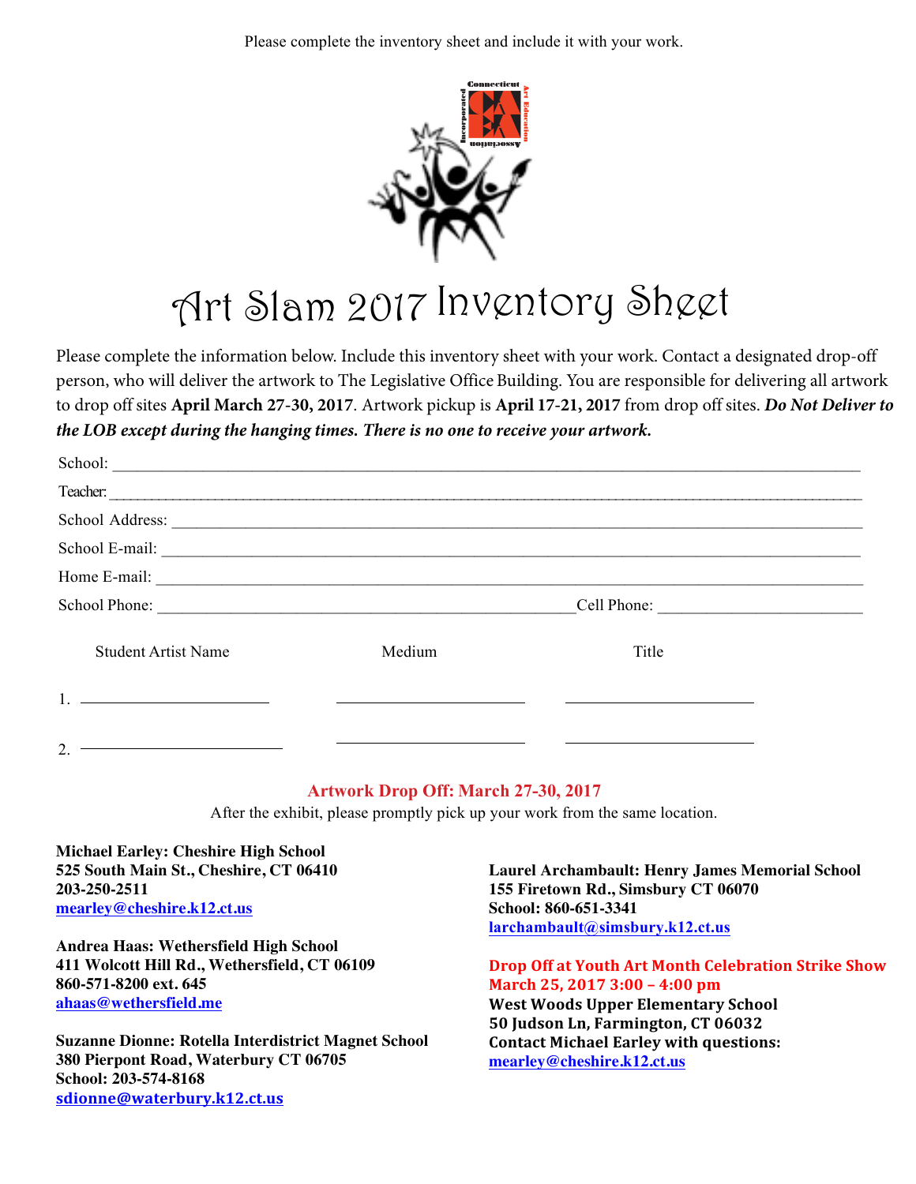Please complete the inventory sheet and include it with your work.

# Art Slam 2017 Inventory Sheet

Please complete the information below. Include this inventory sheet with your work. Contact a designated drop-off person, who will deliver the artwork to The Legislative Office Building. You are responsible for delivering all artwork to drop off sites **April March 27-30, 2017**. Artwork pickup is **April 17-21, 2017** from drop off sites. ***Do Not Deliver to the LOB except during the hanging times. There is no one to receive your artwork.***

School: ______________________________________________

Teacher: ______________________________________________

School Address: ______________________________________________

School E-mail: ______________________________________________

Home E-mail: ______________________________________________

School Phone: ____________________________ Cell Phone: ____________________

| | Student Artist Name | Medium | Title |
|---|---|---|---|
| 1. | ____________________ | ____________________ | ____________________ |
| 2. | ____________________ | ____________________ | ____________________ |

**Artwork Drop Off: March 27-30, 2017**

After the exhibit, please promptly pick up your work from the same location.

**Michael Earley: Cheshire High School**
**525 South Main St., Cheshire, CT 06410**
**203-250-2511**
**mearley@cheshire.k12.ct.us**

**Andrea Haas: Wethersfield High School**
**411 Wolcott Hill Rd., Wethersfield, CT 06109**
**860-571-8200 ext. 645**
**ahaas@wethersfield.me**

**Suzanne Dionne: Rotella Interdistrict Magnet School**
**380 Pierpont Road, Waterbury CT 06705**
**School: 203-574-8168**
**sdionne@waterbury.k12.ct.us**

**Laurel Archambault: Henry James Memorial School**
**155 Firetown Rd., Simsbury CT 06070**
**School: 860-651-3341**
**larchambault@simsbury.k12.ct.us**

**Drop Off at Youth Art Month Celebration Strike Show**
**March 25, 2017 3:00 – 4:00 pm**
**West Woods Upper Elementary School**
**50 Judson Ln, Farmington, CT 06032**
**Contact Michael Earley with questions:**
**mearley@cheshire.k12.ct.us**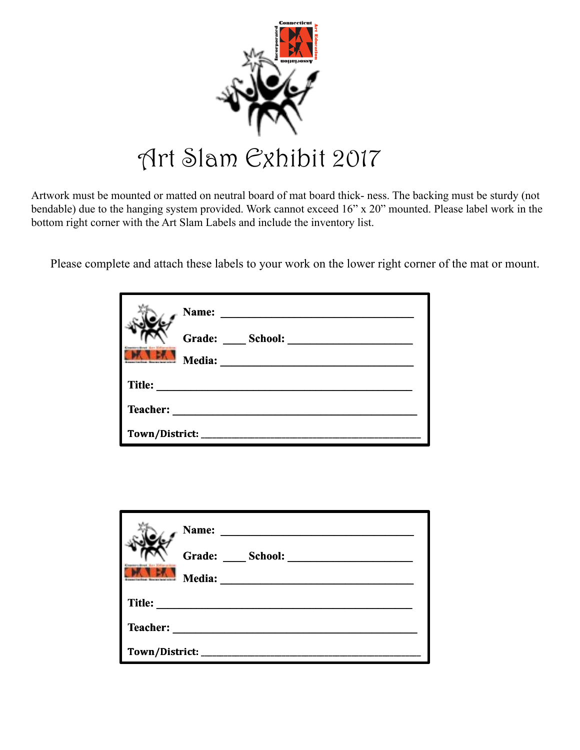# Art Slam Exhibit 2017

Artwork must be mounted or matted on neutral board of mat board thick- ness. The backing must be sturdy (not bendable) due to the hanging system provided. Work cannot exceed 16” x 20” mounted. Please label work in the bottom right corner with the Art Slam Labels and include the inventory list.

Please complete and attach these labels to your work on the lower right corner of the mat or mount.

**Name:** ______________________________

**Grade:** ____ **School:** ____________________

**Media:** ______________________________

**Title:** ________________________________________

**Teacher:** ______________________________________

**Town/District:** _________________________________

---

**Name:** ______________________________

**Grade:** ____ **School:** ____________________

**Media:** ______________________________

**Title:** ________________________________________

**Teacher:** ______________________________________

**Town/District:** _________________________________